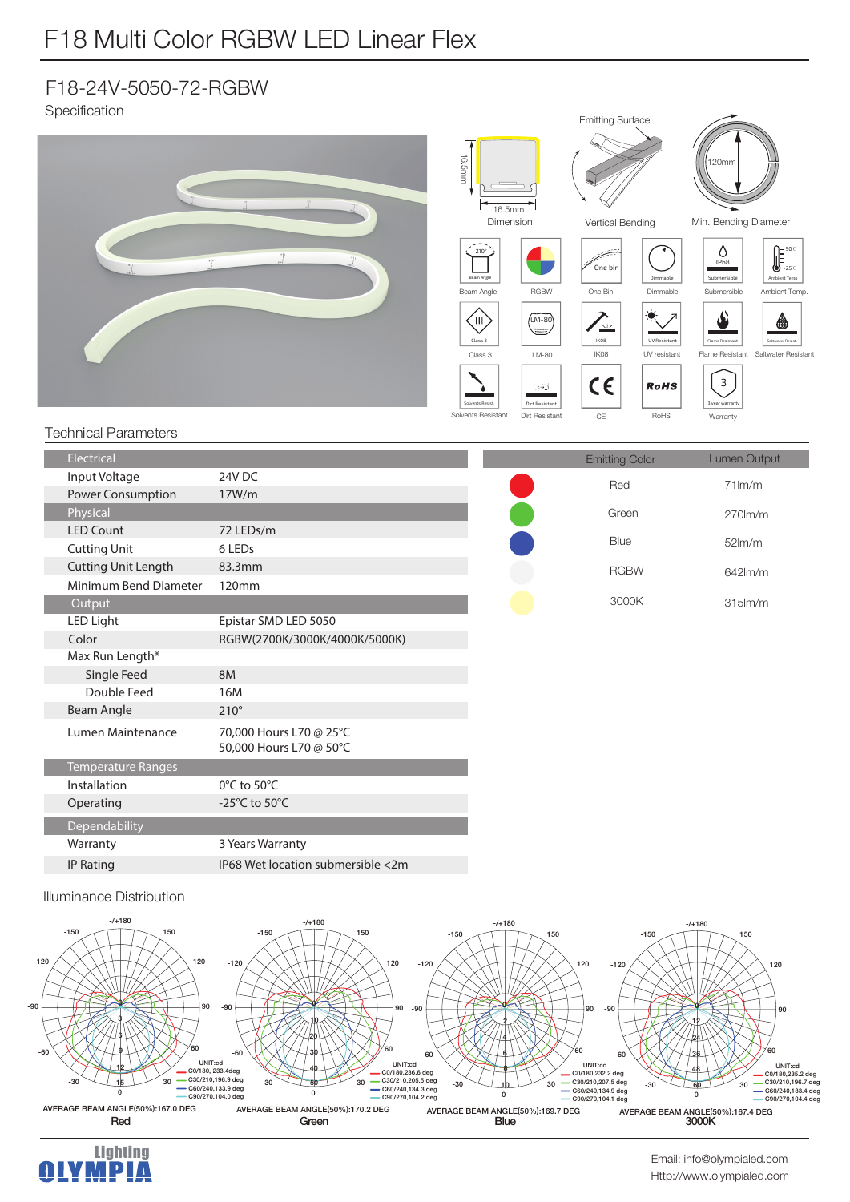# F18 Multi Color RGBW LED Linear Flex

## F18-24V-5050-72-RGBW

Specification

16.5mm
16.5mm
Dimension

Emitting Surface
Vertical Bending

120mm
Min. Bending Diameter

Beam Angle | RGBW | One Bin | Dimmable | Submersible | Ambient Temp.

Class 3 | LM-80 | IK08 | UV resistant | Flame Resistant | Saltwater Resistant

Solvents Resistant | Dirt Resistant | CE | RoHS | Warranty

## Technical Parameters

| Electrical | |
|---|---|
| Input Voltage | 24V DC |
| Power Consumption | 17W/m |
| **Physical** | |
| LED Count | 72 LEDs/m |
| Cutting Unit | 6 LEDs |
| Cutting Unit Length | 83.3mm |
| Minimum Bend Diameter | 120mm |
| **Output** | |
| LED Light | Epistar SMD LED 5050 |
| Color | RGBW(2700K/3000K/4000K/5000K) |
| Max Run Length* | |
| Single Feed | 8M |
| Double Feed | 16M |
| Beam Angle | 210° |
| Lumen Maintenance | 70,000 Hours L70 @ 25°C<br>50,000 Hours L70 @ 50°C |
| **Temperature Ranges** | |
| Installation | 0°C to 50°C |
| Operating | -25°C to 50°C |
| **Dependability** | |
| Warranty | 3 Years Warranty |
| IP Rating | IP68 Wet location submersible <2m |

| Emitting Color | Lumen Output |
|---|---|
| Red | 71lm/m |
| Green | 270lm/m |
| Blue | 52lm/m |
| RGBW | 642lm/m |
| 3000K | 315lm/m |

## Illuminance Distribution

**Red** — UNIT:cd; C0/180, 233.4deg; C30/210,196.9 deg; C60/240,133.9 deg; C90/270,104.0 deg. AVERAGE BEAM ANGLE(50%):167.0 DEG

**Green** — UNIT:cd; C0/180,236.6 deg; C30/210,205.5 deg; C60/240,134.3 deg; C90/270,104.2 deg. AVERAGE BEAM ANGLE(50%):170.2 DEG

**Blue** — UNIT:cd; C0/180,232.2 deg; C30/210,207.5 deg; C60/240,134.9 deg; C90/270,104.1 deg. AVERAGE BEAM ANGLE(50%):169.7 DEG

**3000K** — UNIT:cd; C0/180,235.2 deg; C30/210,196.7 deg; C60/240,133.4 deg; C90/270,104.4 deg. AVERAGE BEAM ANGLE(50%):167.4 DEG

Lighting OLYMPIA

Email: info@olympialed.com
Http://www.olympialed.com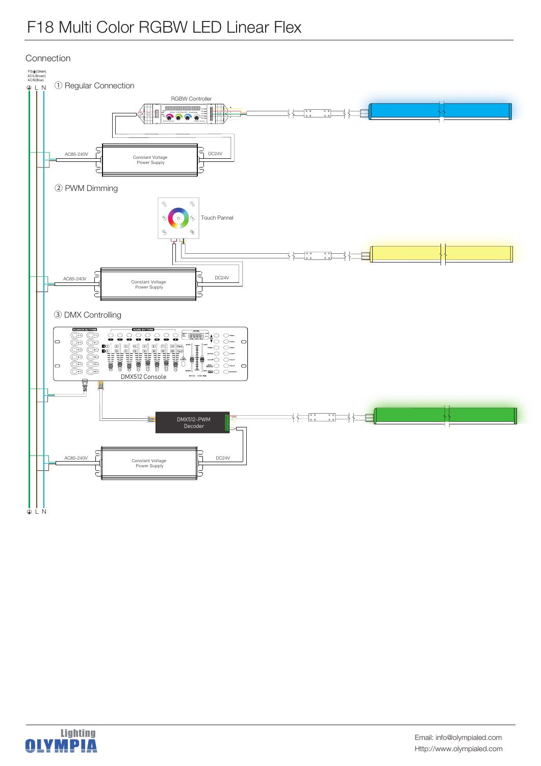# F18 Multi Color RGBW LED Linear Flex

## Connection

FG⏚(Green)
AC/L(Brown)
AC/N(Blue)

⏚ L N

① Regular Connection

RGBW Controller

AC85-240V

Constant Voltage
Power Supply

DC24V

② PWM Dimming

Touch Pannel

AC85-240V

Constant Voltage
Power Supply

DC24V

③ DMX Controlling

DMX512 Console

DMX512-PWM
Decoder

AC85-240V

Constant Voltage
Power Supply

DC24V

⏚ L N

Email: info@olympialed.com
Http://www.olympialed.com